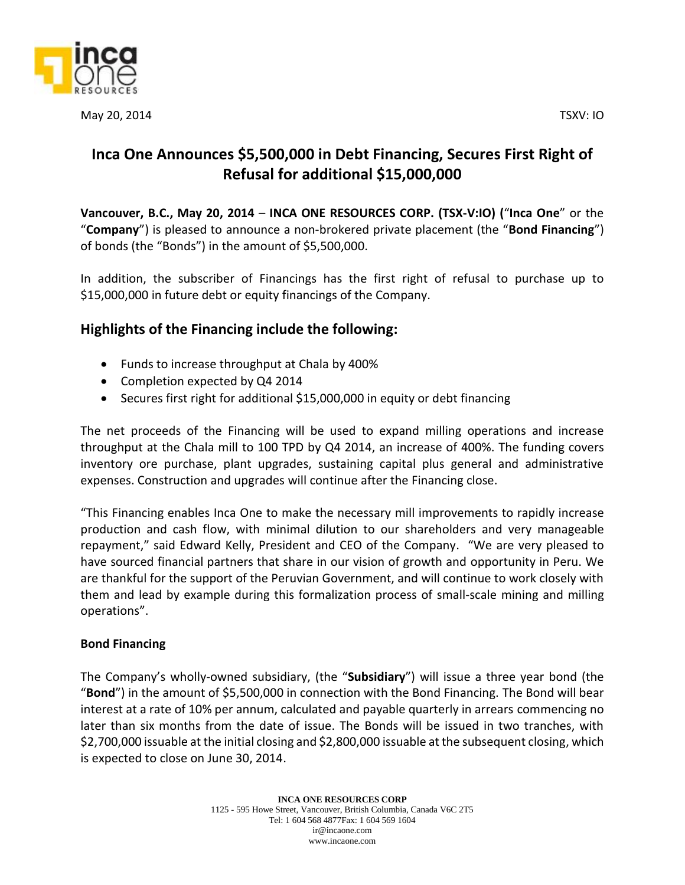May 20, 2014 TSXV: IO

# Inca One Announces $5,500,000 in Debt Financing, Secures First Right of Refusal for additional $15,000,000

**Vancouver, B.C., May 20, 2014** – **INCA ONE RESOURCES CORP. (TSX-V:IO) (**"**Inca One**" or the "**Company**") is pleased to announce a non-brokered private placement (the "**Bond Financing**") of bonds (the "Bonds") in the amount of $5,500,000.

In addition, the subscriber of Financings has the first right of refusal to purchase up to $15,000,000 in future debt or equity financings of the Company.

## Highlights of the Financing include the following:

- Funds to increase throughput at Chala by 400%
- Completion expected by Q4 2014
- Secures first right for additional $15,000,000 in equity or debt financing

The net proceeds of the Financing will be used to expand milling operations and increase throughput at the Chala mill to 100 TPD by Q4 2014, an increase of 400%. The funding covers inventory ore purchase, plant upgrades, sustaining capital plus general and administrative expenses. Construction and upgrades will continue after the Financing close.

"This Financing enables Inca One to make the necessary mill improvements to rapidly increase production and cash flow, with minimal dilution to our shareholders and very manageable repayment," said Edward Kelly, President and CEO of the Company. "We are very pleased to have sourced financial partners that share in our vision of growth and opportunity in Peru. We are thankful for the support of the Peruvian Government, and will continue to work closely with them and lead by example during this formalization process of small-scale mining and milling operations".

**Bond Financing**

The Company's wholly-owned subsidiary, (the "**Subsidiary**") will issue a three year bond (the "**Bond**") in the amount of $5,500,000 in connection with the Bond Financing. The Bond will bear interest at a rate of 10% per annum, calculated and payable quarterly in arrears commencing no later than six months from the date of issue. The Bonds will be issued in two tranches, with $2,700,000 issuable at the initial closing and $2,800,000 issuable at the subsequent closing, which is expected to close on June 30, 2014.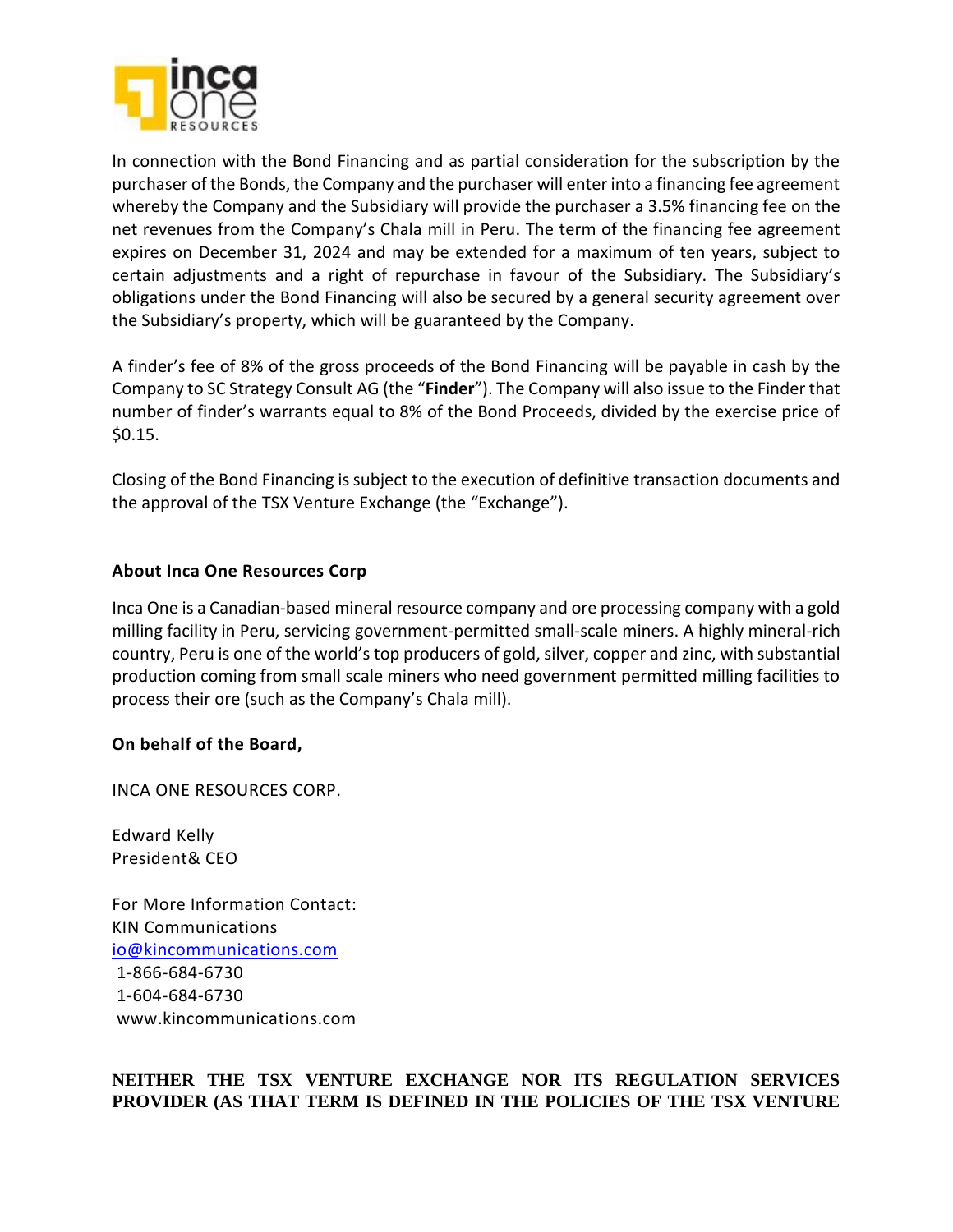In connection with the Bond Financing and as partial consideration for the subscription by the purchaser of the Bonds, the Company and the purchaser will enter into a financing fee agreement whereby the Company and the Subsidiary will provide the purchaser a 3.5% financing fee on the net revenues from the Company's Chala mill in Peru. The term of the financing fee agreement expires on December 31, 2024 and may be extended for a maximum of ten years, subject to certain adjustments and a right of repurchase in favour of the Subsidiary. The Subsidiary's obligations under the Bond Financing will also be secured by a general security agreement over the Subsidiary's property, which will be guaranteed by the Company.

A finder's fee of 8% of the gross proceeds of the Bond Financing will be payable in cash by the Company to SC Strategy Consult AG (the "**Finder**"). The Company will also issue to the Finder that number of finder's warrants equal to 8% of the Bond Proceeds, divided by the exercise price of $0.15.

Closing of the Bond Financing is subject to the execution of definitive transaction documents and the approval of the TSX Venture Exchange (the "Exchange").

**About Inca One Resources Corp**

Inca One is a Canadian-based mineral resource company and ore processing company with a gold milling facility in Peru, servicing government-permitted small-scale miners. A highly mineral-rich country, Peru is one of the world's top producers of gold, silver, copper and zinc, with substantial production coming from small scale miners who need government permitted milling facilities to process their ore (such as the Company's Chala mill).

**On behalf of the Board,**

INCA ONE RESOURCES CORP.

Edward Kelly
President& CEO

For More Information Contact:
KIN Communications
io@kincommunications.com
1-866-684-6730
1-604-684-6730
www.kincommunications.com

**NEITHER THE TSX VENTURE EXCHANGE NOR ITS REGULATION SERVICES PROVIDER (AS THAT TERM IS DEFINED IN THE POLICIES OF THE TSX VENTURE**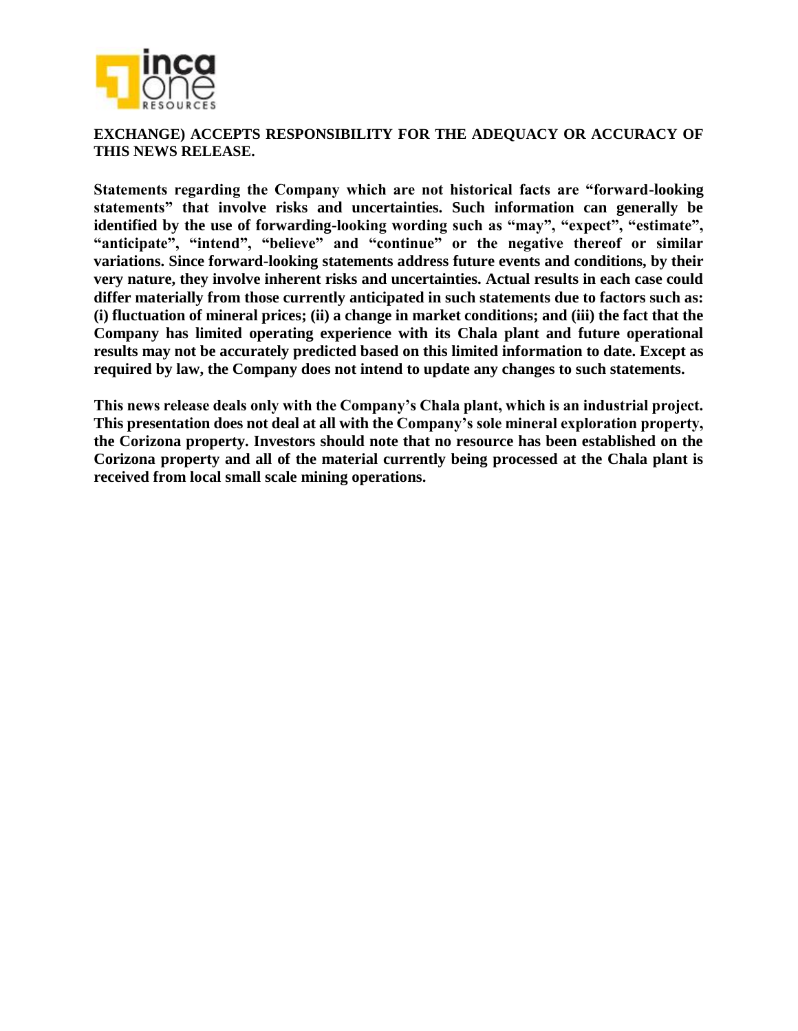**EXCHANGE) ACCEPTS RESPONSIBILITY FOR THE ADEQUACY OR ACCURACY OF THIS NEWS RELEASE.**

**Statements regarding the Company which are not historical facts are “forward-looking statements” that involve risks and uncertainties. Such information can generally be identified by the use of forwarding-looking wording such as “may”, “expect”, “estimate”, “anticipate”, “intend”, “believe” and “continue” or the negative thereof or similar variations. Since forward-looking statements address future events and conditions, by their very nature, they involve inherent risks and uncertainties. Actual results in each case could differ materially from those currently anticipated in such statements due to factors such as: (i) fluctuation of mineral prices; (ii) a change in market conditions; and (iii) the fact that the Company has limited operating experience with its Chala plant and future operational results may not be accurately predicted based on this limited information to date. Except as required by law, the Company does not intend to update any changes to such statements.**

**This news release deals only with the Company’s Chala plant, which is an industrial project. This presentation does not deal at all with the Company’s sole mineral exploration property, the Corizona property. Investors should note that no resource has been established on the Corizona property and all of the material currently being processed at the Chala plant is received from local small scale mining operations.**